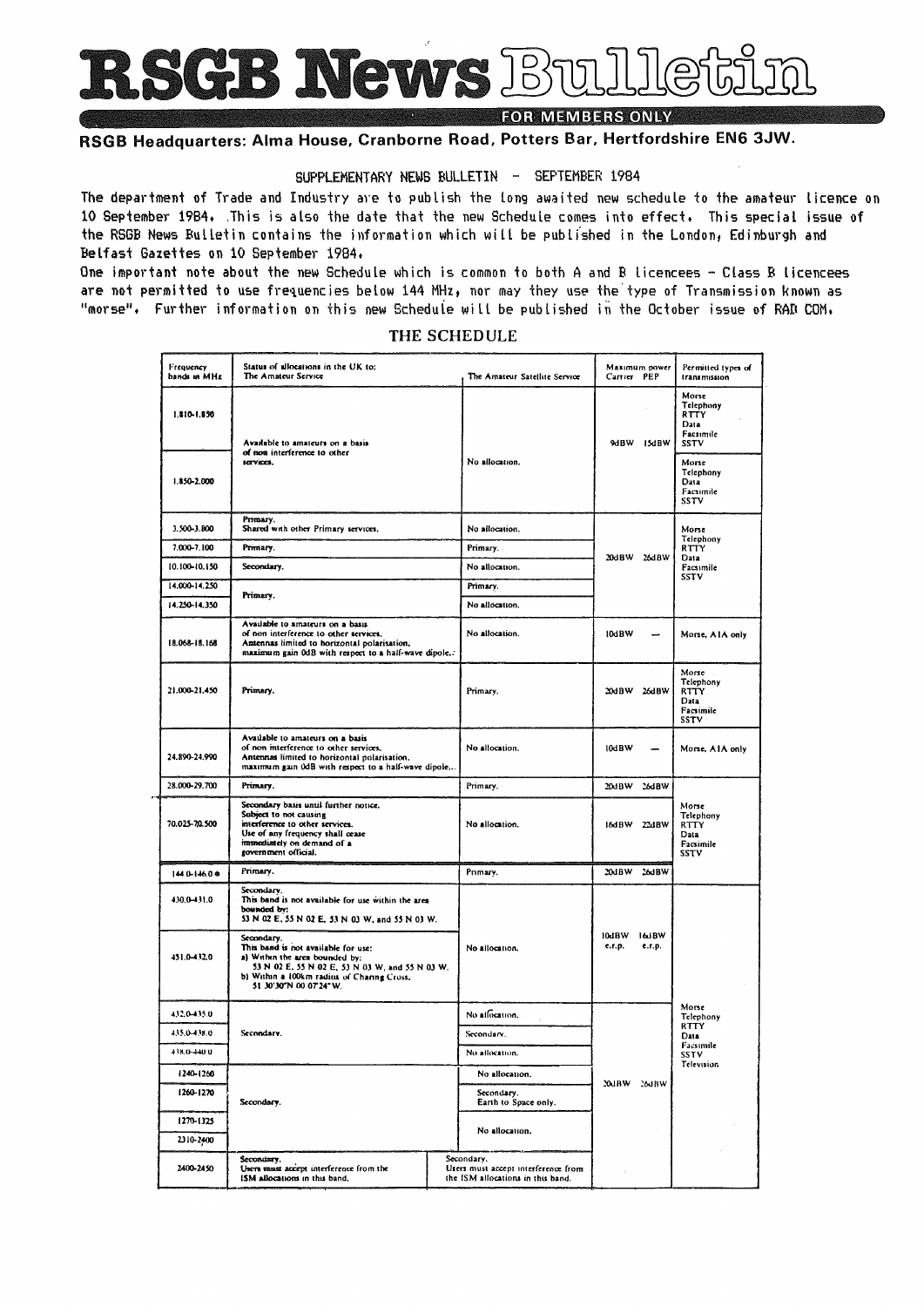# RSGB News Bulletin

FOR MEMBERS ONLY

**RSGB Headquarters: Alma House, Cranborne Road, Potters Bar, Hertfordshire EN6 3JW.**

SUPPLEMENTARY NEWS BULLETIN - SEPTEMBER 1984

The department of Trade and Industry are to publish the long awaited new schedule to the amateur licence on 10 September 1984. This is also the date that the new Schedule comes into effect. This special issue of the RSGB News Bulletin contains the information which will be published in the London, Edinburgh and Belfast Gazettes on 10 September 1984.

One important note about the new Schedule which is common to both A and B licencees - Class B licencees are not permitted to use frequencies below 144 MHz, nor may they use the type of Transmission known as "morse". Further information on this new Schedule will be published in the October issue of RAD COM.

## THE SCHEDULE

| Frequency bands in MHz | Status of allocations in the UK to: The Amateur Service | The Amateur Satellite Service | Maximum power Carrier | Maximum power PEP | Permitted types of transmission |
|---|---|---|---|---|---|
| 1.810-1.850 | Available to amateurs on a basis of non interference to other services. | No allocation. | 9dBW | 15dBW | Morse, Telephony, RTTY, Data, Facsimile, SSTV |
| 1.850-2.000 | | | | | Morse, Telephony, Data, Facsimile, SSTV |
| 3.500-3.800 | Primary. Shared with other Primary services. | No allocation. | 20dBW | 26dBW | Morse, Telephony, RTTY, Data, Facsimile, SSTV |
| 7.000-7.100 | Primary. | Primary. | | | |
| 10.100-10.150 | Secondary. | No allocation. | | | |
| 14.000-14.250 | Primary. | Primary. | | | |
| 14.250-14.350 | | No allocation. | | | |
| 18.068-18.168 | Available to amateurs on a basis of non interference to other services. Antennas limited to horizontal polarisation, maximum gain 0dB with respect to a half-wave dipole. | No allocation. | 10dBW | — | Morse, A1A only |
| 21.000-21.450 | Primary. | Primary. | 20dBW | 26dBW | Morse, Telephony, RTTY, Data, Facsimile, SSTV |
| 24.890-24.990 | Available to amateurs on a basis of non interference to other services. Antennas limited to horizontal polarisation, maximum gain 0dB with respect to a half-wave dipole. | No allocation. | 10dBW | — | Morse, A1A only |
| 28.000-29.700 | Primary. | Primary. | 20dBW | 26dBW | Morse, Telephony, RTTY, Data, Facsimile, SSTV |
| 70.025-70.500 | Secondary basis until further notice. Subject to not causing interference to other services. Use of any frequency shall cease immediately on demand of a government official. | No allocation. | 16dBW | 22dBW | |
| 144.0-146.0* | Primary. | Primary. | 20dBW | 26dBW | |
| 430.0-431.0 | Secondary. This band is not available for use within the area bounded by: 53 N 02 E, 55 N 02 E, 53 N 03 W, and 55 N 03 W. | No allocation. | 10dBW e.r.p. | 16dBW e.r.p. | Morse, Telephony, RTTY, Data, Facsimile, SSTV, Television |
| 431.0-432.0 | Secondary. This band is not available for use: a) Within the area bounded by: 53 N 02 E, 55 N 02 E, 53 N 03 W, and 55 N 03 W. b) Within a 100km radius of Charing Cross, 51 30'30"N 00 07'24"W. | | | | |
| 432.0-435.0 | Secondary. | No allocation. | 20dBW | 26dBW | |
| 435.0-438.0 | | Secondary. | | | |
| 438.0-440.0 | | No allocation. | | | |
| 1240-1260 | Secondary. | No allocation. | | | |
| 1260-1270 | | Secondary. Earth to Space only. | | | |
| 1270-1325 | | No allocation. | | | |
| 2310-2400 | | | | | |
| 2400-2450 | Secondary. Users must accept interference from the ISM allocations in this band. | Secondary. Users must accept interference from the ISM allocations in this band. | | | |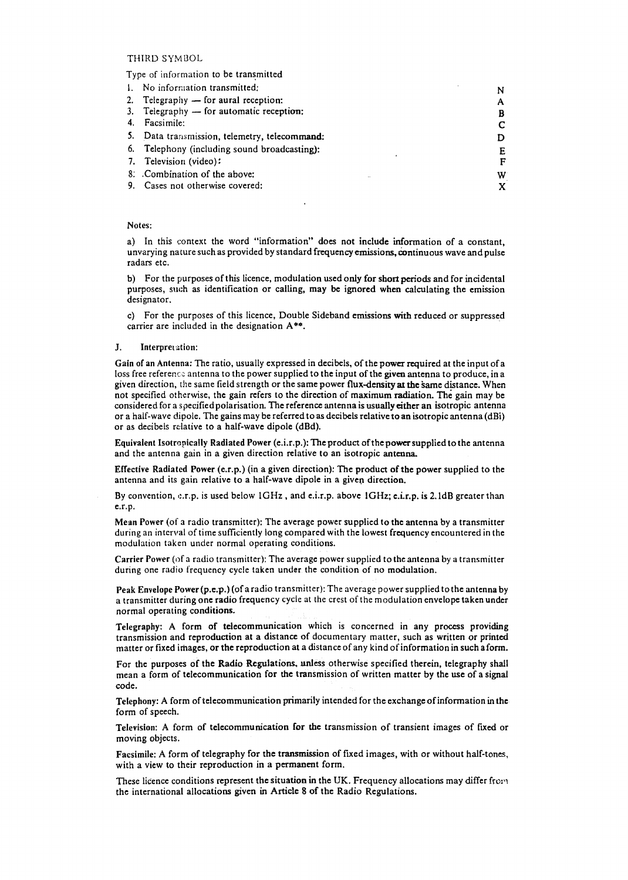THIRD SYMBOL

Type of information to be transmitted

| | | |
|---|---|---|
| 1. | No information transmitted: | N |
| 2. | Telegraphy — for aural reception: | A |
| 3. | Telegraphy — for automatic reception: | B |
| 4. | Facsimile: | C |
| 5. | Data transmission, telemetry, telecommand: | D |
| 6. | Telephony (including sound broadcasting): | E |
| 7. | Television (video): | F |
| 8. | Combination of the above: | W |
| 9. | Cases not otherwise covered: | X |

Notes:

a) In this context the word "information" does not include information of a constant, unvarying nature such as provided by standard frequency emissions, continuous wave and pulse radars etc.

b) For the purposes of this licence, modulation used only for short periods and for incidental purposes, such as identification or calling, may be ignored when calculating the emission designator.

c) For the purposes of this licence, Double Sideband emissions with reduced or suppressed carrier are included in the designation A**.

J. **Interpretation:**

**Gain of an Antenna:** The ratio, usually expressed in decibels, of the power required at the input of a loss free reference antenna to the power supplied to the input of the given antenna to produce, in a given direction, the same field strength or the same power flux-density at the same distance. When not specified otherwise, the gain refers to the direction of maximum radiation. The gain may be considered for a specified polarisation. The reference antenna is usually either an isotropic antenna or a half-wave dipole. The gains may be referred to as decibels relative to an isotropic antenna (dBi) or as decibels relative to a half-wave dipole (dBd).

**Equivalent Isotropically Radiated Power (e.i.r.p.):** The product of the power supplied to the antenna and the antenna gain in a given direction relative to an isotropic antenna.

**Effective Radiated Power (e.r.p.) (in a given direction):** The product of the power supplied to the antenna and its gain relative to a half-wave dipole in a given direction.

By convention, e.r.p. is used below 1GHz , and e.i.r.p. above 1GHz; e.i.r.p. is 2.1dB greater than e.r.p.

**Mean Power** (of a radio transmitter): The average power supplied to the antenna by a transmitter during an interval of time sufficiently long compared with the lowest frequency encountered in the modulation taken under normal operating conditions.

**Carrier Power** (of a radio transmitter): The average power supplied to the antenna by a transmitter during one radio frequency cycle taken under the condition of no modulation.

**Peak Envelope Power (p.e.p.)** (of a radio transmitter): The average power supplied to the antenna by a transmitter during one radio frequency cycle at the crest of the modulation envelope taken under normal operating conditions.

**Telegraphy:** A form of telecommunication which is concerned in any process providing transmission and reproduction at a distance of documentary matter, such as written or printed matter or fixed images, or the reproduction at a distance of any kind of information in such a form.

For the purposes of the Radio Regulations, unless otherwise specified therein, telegraphy shall mean a form of telecommunication for the transmission of written matter by the use of a signal code.

**Telephony:** A form of telecommunication primarily intended for the exchange of information in the form of speech.

**Television:** A form of telecommunication for the transmission of transient images of fixed or moving objects.

**Facsimile:** A form of telegraphy for the transmission of fixed images, with or without half-tones, with a view to their reproduction in a permanent form.

These licence conditions represent the situation in the UK. Frequency allocations may differ from the international allocations given in Article 8 of the Radio Regulations.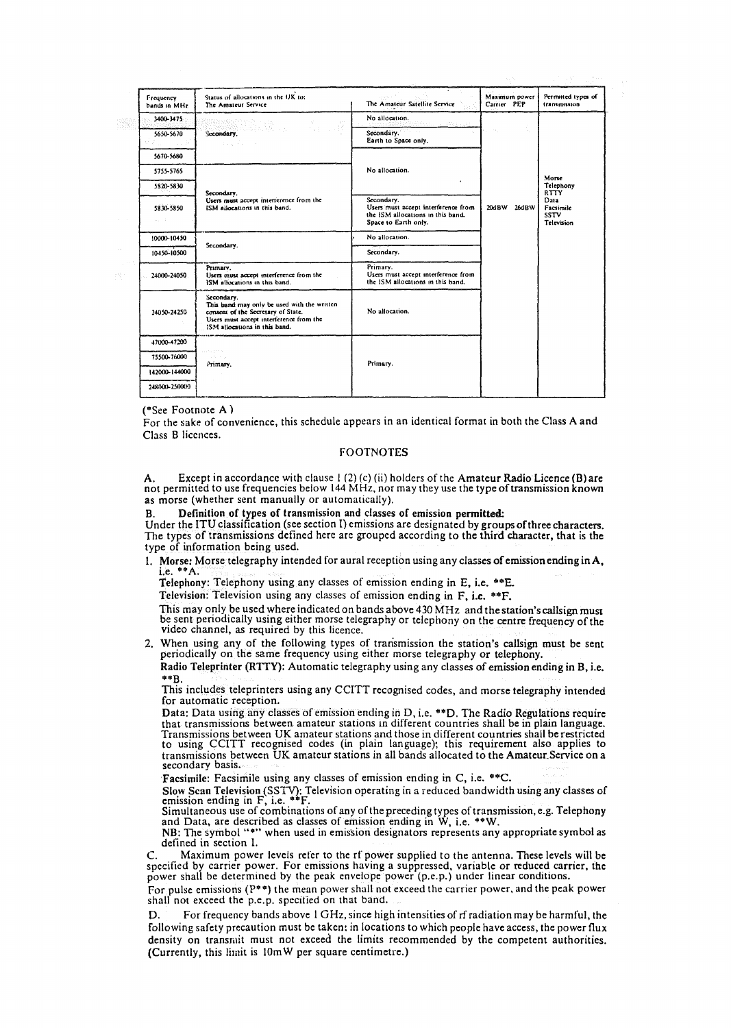| Frequency bands in MHz | Status of allocations in the UK to: The Amateur Service | The Amateur Satellite Service | Maximum power Carrier PEP | Permitted types of transmission |
|---|---|---|---|---|
| 3400-3475 | Secondary. | No allocation. | 20dBW 26dBW | Morse Telephony RTTY Data Facsimile SSTV Television |
| 5650-5670 | | Secondary. Earth to Space only. | | |
| 5670-5680 | Secondary. Users must accept interference from the ISM allocations in this band. | No allocation. | | |
| 5755-5765 | | | | |
| 5820-5830 | | | | |
| 5830-5850 | | Secondary. Users must accept interference from the ISM allocations in this band. Space to Earth only. | | |
| 10000-10450 | Secondary. | No allocation. | | |
| 10450-10500 | | Secondary. | | |
| 24000-24050 | Primary. Users must accept interference from the ISM allocations in this band. | Primary. Users must accept interference from the ISM allocations in this band. | | |
| 24050-24250 | Secondary. This band may only be used with the written consent of the Secretary of State. Users must accept interference from the ISM allocations in this band. | No allocation. | | |
| 47000-47200 | Primary. | Primary. | | |
| 75500-76000 | | | | |
| 142000-144000 | | | | |
| 248000-250000 | | | | |

(*See Footnote A)

For the sake of convenience, this schedule appears in an identical format in both the Class A and Class B licences.

## FOOTNOTES

A. Except in accordance with clause 1 (2) (c) (ii) holders of the Amateur Radio Licence (B) are not permitted to use frequencies below 144 MHz, nor may they use the type of transmission known as morse (whether sent manually or automatically).

B. **Definition of types of transmission and classes of emission permitted:**

Under the ITU classification (see section I) emissions are designated by groups of three characters. The types of transmissions defined here are grouped according to the third character, that is the type of information being used.

1. **Morse:** Morse telegraphy intended for aural reception using any classes of emission ending in A, i.e. **A.

   **Telephony:** Telephony using any classes of emission ending in E, i.e. **E.

   **Television:** Television using any classes of emission ending in F, i.e. **F.

   This may only be used where indicated on bands above 430 MHz and the station's callsign must be sent periodically using either morse telegraphy or telephony on the centre frequency of the video channel, as required by this licence.

2. When using any of the following types of transmission the station's callsign must be sent periodically on the same frequency using either morse telegraphy or telephony.

   **Radio Teleprinter (RTTY):** Automatic telegraphy using any classes of emission ending in B, i.e. **B.

   This includes teleprinters using any CCITT recognised codes, and morse telegraphy intended for automatic reception.

   **Data:** Data using any classes of emission ending in D, i.e. **D. The Radio Regulations require that transmissions between amateur stations in different countries shall be in plain language. Transmissions between UK amateur stations and those in different countries shall be restricted to using CCITT recognised codes (in plain language); this requirement also applies to transmissions between UK amateur stations in all bands allocated to the Amateur Service on a secondary basis.

   **Facsimile:** Facsimile using any classes of emission ending in C, i.e. **C.

   **Slow Scan Television (SSTV):** Television operating in a reduced bandwidth using any classes of emission ending in F, i.e. **F.

   Simultaneous use of combinations of any of the preceding types of transmission, e.g. Telephony and Data, are described as classes of emission ending in W, i.e. **W.

   NB: The symbol "*" when used in emission designators represents any appropriate symbol as defined in section I.

C. Maximum power levels refer to the rf power supplied to the antenna. These levels will be specified by carrier power. For emissions having a suppressed, variable or reduced carrier, the power shall be determined by the peak envelope power (p.e.p.) under linear conditions.

For pulse emissions (P**) the mean power shall not exceed the carrier power, and the peak power shall not exceed the p.e.p. specified on that band.

D. For frequency bands above 1 GHz, since high intensities of rf radiation may be harmful, the following safety precaution must be taken: in locations to which people have access, the power flux density on transmit must not exceed the limits recommended by the competent authorities. (Currently, this limit is 10mW per square centimetre.)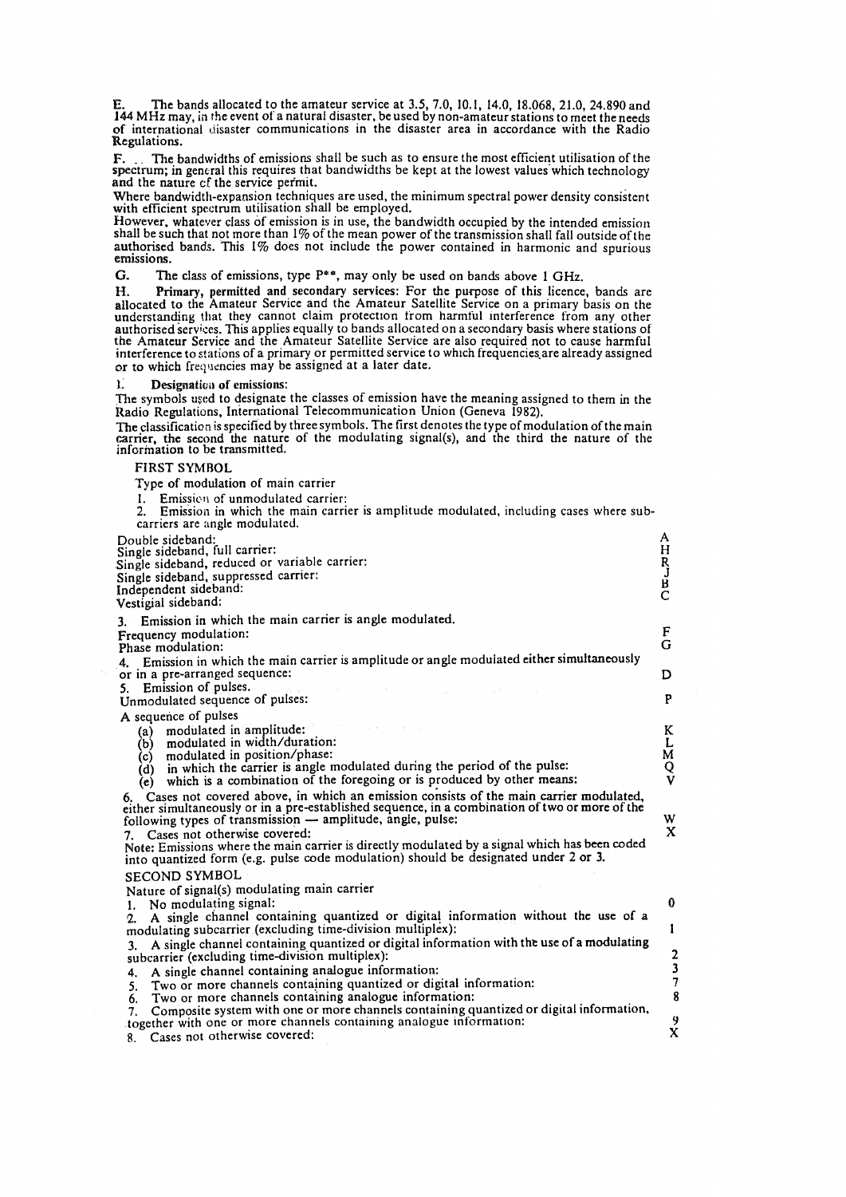E. The bands allocated to the amateur service at 3.5, 7.0, 10.1, 14.0, 18.068, 21.0, 24.890 and 144 MHz may, in the event of a natural disaster, be used by non-amateur stations to meet the needs of international disaster communications in the disaster area in accordance with the Radio Regulations.

F. The bandwidths of emissions shall be such as to ensure the most efficient utilisation of the spectrum; in general this requires that bandwidths be kept at the lowest values which technology and the nature of the service permit.

Where bandwidth-expansion techniques are used, the minimum spectral power density consistent with efficient spectrum utilisation shall be employed.

However, whatever class of emission is in use, the bandwidth occupied by the intended emission shall be such that not more than 1% of the mean power of the transmission shall fall outside of the authorised bands. This 1% does not include the power contained in harmonic and spurious emissions.

G. The class of emissions, type P**, may only be used on bands above 1 GHz.

H. **Primary, permitted and secondary services:** For the purpose of this licence, bands are allocated to the Amateur Service and the Amateur Satellite Service on a primary basis on the understanding that they cannot claim protection from harmful interference from any other authorised services. This applies equally to bands allocated on a secondary basis where stations of the Amateur Service and the Amateur Satellite Service are also required not to cause harmful interference to stations of a primary or permitted service to which frequencies are already assigned or to which frequencies may be assigned at a later date.

I. **Designation of emissions:**

The symbols used to designate the classes of emission have the meaning assigned to them in the Radio Regulations, International Telecommunication Union (Geneva 1982).

The classification is specified by three symbols. The first denotes the type of modulation of the main carrier, the second the nature of the modulating signal(s), and the third the nature of the information to be transmitted.

FIRST SYMBOL

Type of modulation of main carrier

1. Emission of unmodulated carrier:
2. Emission in which the main carrier is amplitude modulated, including cases where sub-carriers are angle modulated.

| | |
|---|---|
| Double sideband: | A |
| Single sideband, full carrier: | H |
| Single sideband, reduced or variable carrier: | R |
| Single sideband, suppressed carrier: | J |
| Independent sideband: | B |
| Vestigial sideband: | C |
| 3. Emission in which the main carrier is angle modulated. | |
| Frequency modulation: | F |
| Phase modulation: | G |
| 4. Emission in which the main carrier is amplitude or angle modulated either simultaneously or in a pre-arranged sequence: | D |
| 5. Emission of pulses. | |
| Unmodulated sequence of pulses: | P |
| A sequence of pulses | |
| (a) modulated in amplitude: | K |
| (b) modulated in width/duration: | L |
| (c) modulated in position/phase: | M |
| (d) in which the carrier is angle modulated during the period of the pulse: | Q |
| (e) which is a combination of the foregoing or is produced by other means: | V |
| 6. Cases not covered above, in which an emission consists of the main carrier modulated, either simultaneously or in a pre-established sequence, in a combination of two or more of the following types of transmission — amplitude, angle, pulse: | W |
| 7. Cases not otherwise covered: | X |

Note: Emissions where the main carrier is directly modulated by a signal which has been coded into quantized form (e.g. pulse code modulation) should be designated under 2 or 3.

SECOND SYMBOL

Nature of signal(s) modulating main carrier

| | |
|---|---|
| 1. No modulating signal: | 0 |
| 2. A single channel containing quantized or digital information without the use of a modulating subcarrier (excluding time-division multiplex): | 1 |
| 3. A single channel containing quantized or digital information with the use of a modulating subcarrier (excluding time-division multiplex): | 2 |
| 4. A single channel containing analogue information: | 3 |
| 5. Two or more channels containing quantized or digital information: | 7 |
| 6. Two or more channels containing analogue information: | 8 |
| 7. Composite system with one or more channels containing quantized or digital information, together with one or more channels containing analogue information: | 9 |
| 8. Cases not otherwise covered: | X |